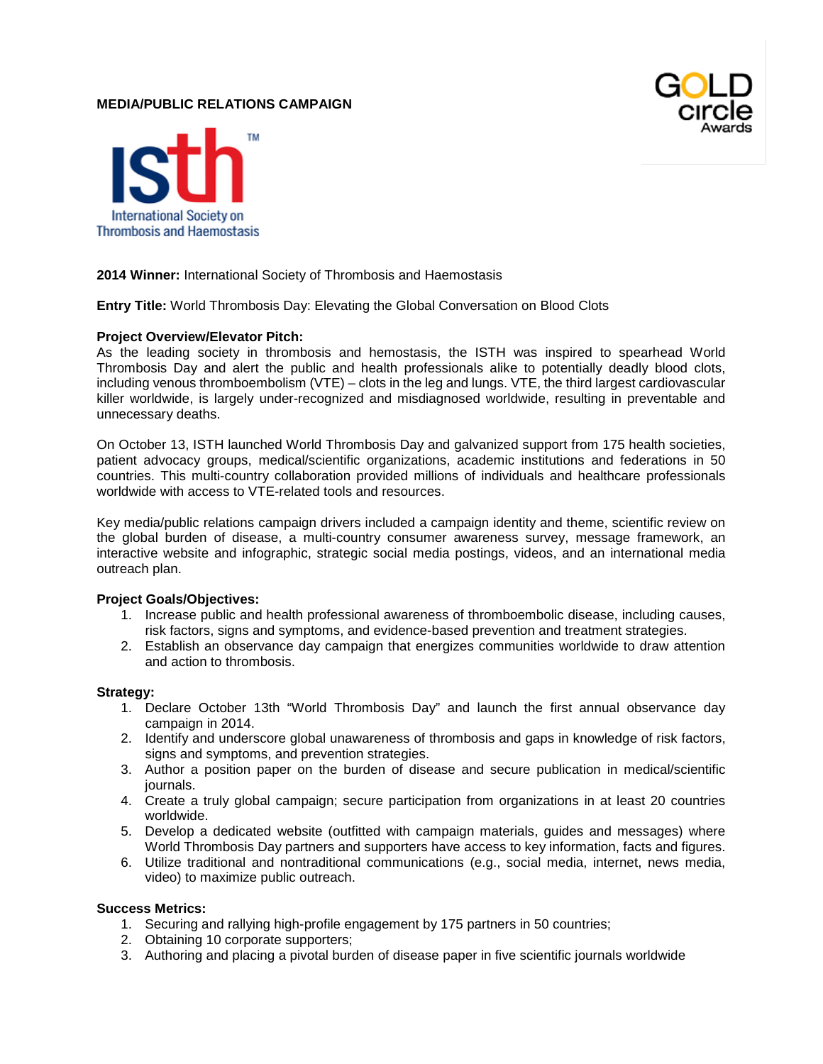**MEDIA/PUBLIC RELATIONS CAMPAIGN**

**2014 Winner:** International Society of Thrombosis and Haemostasis

**Entry Title:** World Thrombosis Day: Elevating the Global Conversation on Blood Clots

**Project Overview/Elevator Pitch:**

As the leading society in thrombosis and hemostasis, the ISTH was inspired to spearhead World Thrombosis Day and alert the public and health professionals alike to potentially deadly blood clots, including venous thromboembolism (VTE) – clots in the leg and lungs. VTE, the third largest cardiovascular killer worldwide, is largely under-recognized and misdiagnosed worldwide, resulting in preventable and unnecessary deaths.

On October 13, ISTH launched World Thrombosis Day and galvanized support from 175 health societies, patient advocacy groups, medical/scientific organizations, academic institutions and federations in 50 countries. This multi-country collaboration provided millions of individuals and healthcare professionals worldwide with access to VTE-related tools and resources.

Key media/public relations campaign drivers included a campaign identity and theme, scientific review on the global burden of disease, a multi-country consumer awareness survey, message framework, an interactive website and infographic, strategic social media postings, videos, and an international media outreach plan.

**Project Goals/Objectives:**

1. Increase public and health professional awareness of thromboembolic disease, including causes, risk factors, signs and symptoms, and evidence-based prevention and treatment strategies.
2. Establish an observance day campaign that energizes communities worldwide to draw attention and action to thrombosis.

**Strategy:**

1. Declare October 13th "World Thrombosis Day" and launch the first annual observance day campaign in 2014.
2. Identify and underscore global unawareness of thrombosis and gaps in knowledge of risk factors, signs and symptoms, and prevention strategies.
3. Author a position paper on the burden of disease and secure publication in medical/scientific journals.
4. Create a truly global campaign; secure participation from organizations in at least 20 countries worldwide.
5. Develop a dedicated website (outfitted with campaign materials, guides and messages) where World Thrombosis Day partners and supporters have access to key information, facts and figures.
6. Utilize traditional and nontraditional communications (e.g., social media, internet, news media, video) to maximize public outreach.

**Success Metrics:**

1. Securing and rallying high-profile engagement by 175 partners in 50 countries;
2. Obtaining 10 corporate supporters;
3. Authoring and placing a pivotal burden of disease paper in five scientific journals worldwide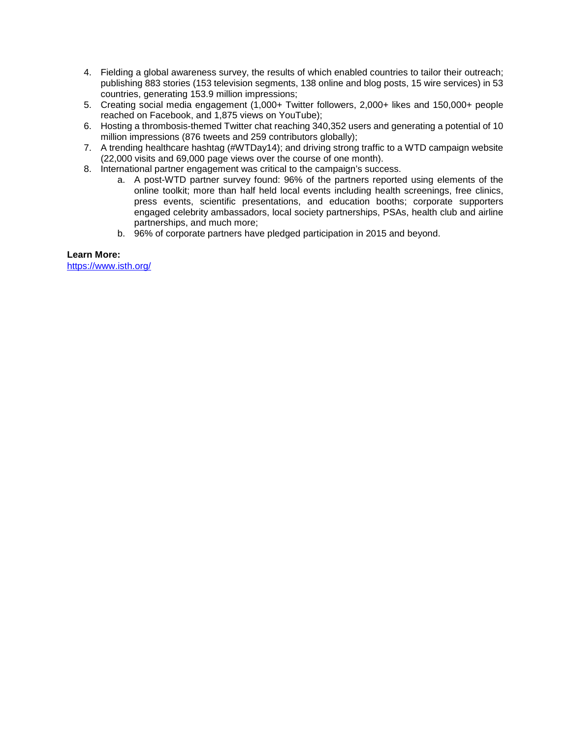4. Fielding a global awareness survey, the results of which enabled countries to tailor their outreach; publishing 883 stories (153 television segments, 138 online and blog posts, 15 wire services) in 53 countries, generating 153.9 million impressions;
5. Creating social media engagement (1,000+ Twitter followers, 2,000+ likes and 150,000+ people reached on Facebook, and 1,875 views on YouTube);
6. Hosting a thrombosis-themed Twitter chat reaching 340,352 users and generating a potential of 10 million impressions (876 tweets and 259 contributors globally);
7. A trending healthcare hashtag (#WTDay14); and driving strong traffic to a WTD campaign website (22,000 visits and 69,000 page views over the course of one month).
8. International partner engagement was critical to the campaign's success.
    a. A post-WTD partner survey found: 96% of the partners reported using elements of the online toolkit; more than half held local events including health screenings, free clinics, press events, scientific presentations, and education booths; corporate supporters engaged celebrity ambassadors, local society partnerships, PSAs, health club and airline partnerships, and much more;
    b. 96% of corporate partners have pledged participation in 2015 and beyond.

**Learn More:**
https://www.isth.org/